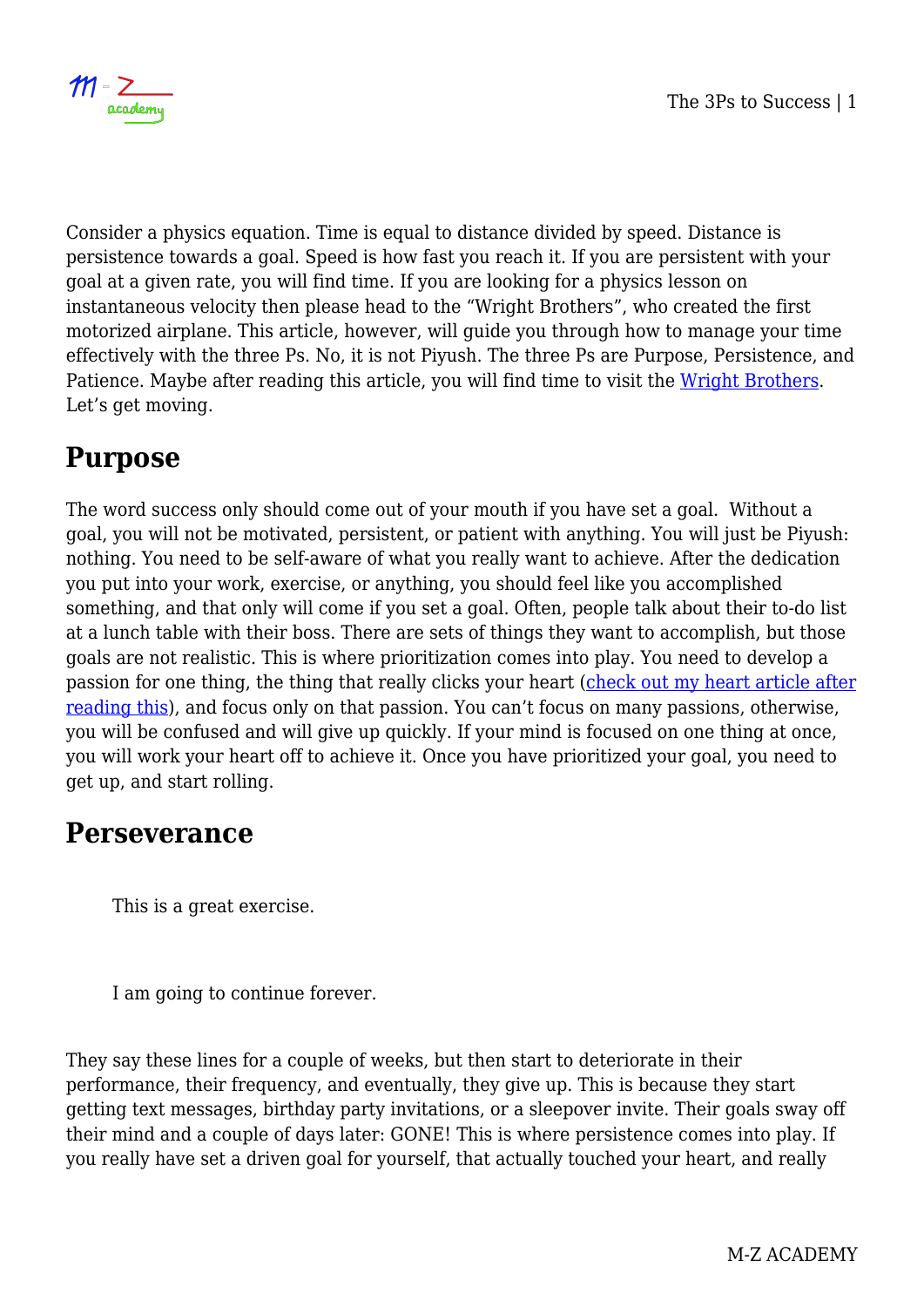Consider a physics equation. Time is equal to distance divided by speed. Distance is persistence towards a goal. Speed is how fast you reach it. If you are persistent with your goal at a given rate, you will find time. If you are looking for a physics lesson on instantaneous velocity then please head to the "Wright Brothers", who created the first motorized airplane. This article, however, will guide you through how to manage your time effectively with the three Ps. No, it is not Piyush. The three Ps are Purpose, Persistence, and Patience. Maybe after reading this article, you will find time to visit the [Wright Brothers](). Let's get moving.

## Purpose

The word success only should come out of your mouth if you have set a goal. Without a goal, you will not be motivated, persistent, or patient with anything. You will just be Piyush: nothing. You need to be self-aware of what you really want to achieve. After the dedication you put into your work, exercise, or anything, you should feel like you accomplished something, and that only will come if you set a goal. Often, people talk about their to-do list at a lunch table with their boss. There are sets of things they want to accomplish, but those goals are not realistic. This is where prioritization comes into play. You need to develop a passion for one thing, the thing that really clicks your heart ([check out my heart article after reading this]()), and focus only on that passion. You can't focus on many passions, otherwise, you will be confused and will give up quickly. If your mind is focused on one thing at once, you will work your heart off to achieve it. Once you have prioritized your goal, you need to get up, and start rolling.

## Perseverance

> This is a great exercise.

> I am going to continue forever.

They say these lines for a couple of weeks, but then start to deteriorate in their performance, their frequency, and eventually, they give up. This is because they start getting text messages, birthday party invitations, or a sleepover invite. Their goals sway off their mind and a couple of days later: GONE! This is where persistence comes into play. If you really have set a driven goal for yourself, that actually touched your heart, and really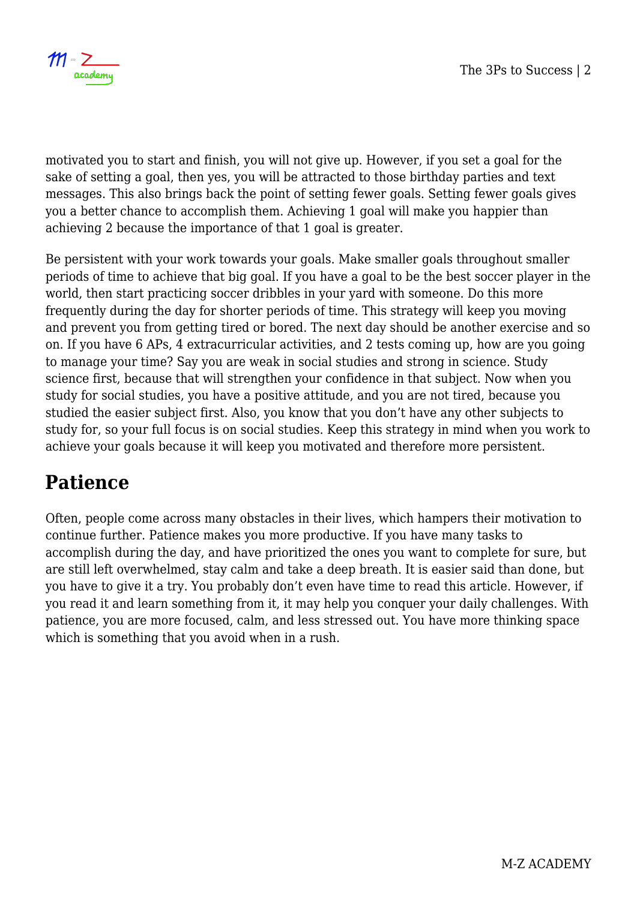motivated you to start and finish, you will not give up. However, if you set a goal for the sake of setting a goal, then yes, you will be attracted to those birthday parties and text messages. This also brings back the point of setting fewer goals. Setting fewer goals gives you a better chance to accomplish them. Achieving 1 goal will make you happier than achieving 2 because the importance of that 1 goal is greater.

Be persistent with your work towards your goals. Make smaller goals throughout smaller periods of time to achieve that big goal. If you have a goal to be the best soccer player in the world, then start practicing soccer dribbles in your yard with someone. Do this more frequently during the day for shorter periods of time. This strategy will keep you moving and prevent you from getting tired or bored. The next day should be another exercise and so on. If you have 6 APs, 4 extracurricular activities, and 2 tests coming up, how are you going to manage your time? Say you are weak in social studies and strong in science. Study science first, because that will strengthen your confidence in that subject. Now when you study for social studies, you have a positive attitude, and you are not tired, because you studied the easier subject first. Also, you know that you don't have any other subjects to study for, so your full focus is on social studies. Keep this strategy in mind when you work to achieve your goals because it will keep you motivated and therefore more persistent.

## Patience

Often, people come across many obstacles in their lives, which hampers their motivation to continue further. Patience makes you more productive. If you have many tasks to accomplish during the day, and have prioritized the ones you want to complete for sure, but are still left overwhelmed, stay calm and take a deep breath. It is easier said than done, but you have to give it a try. You probably don't even have time to read this article. However, if you read it and learn something from it, it may help you conquer your daily challenges. With patience, you are more focused, calm, and less stressed out. You have more thinking space which is something that you avoid when in a rush.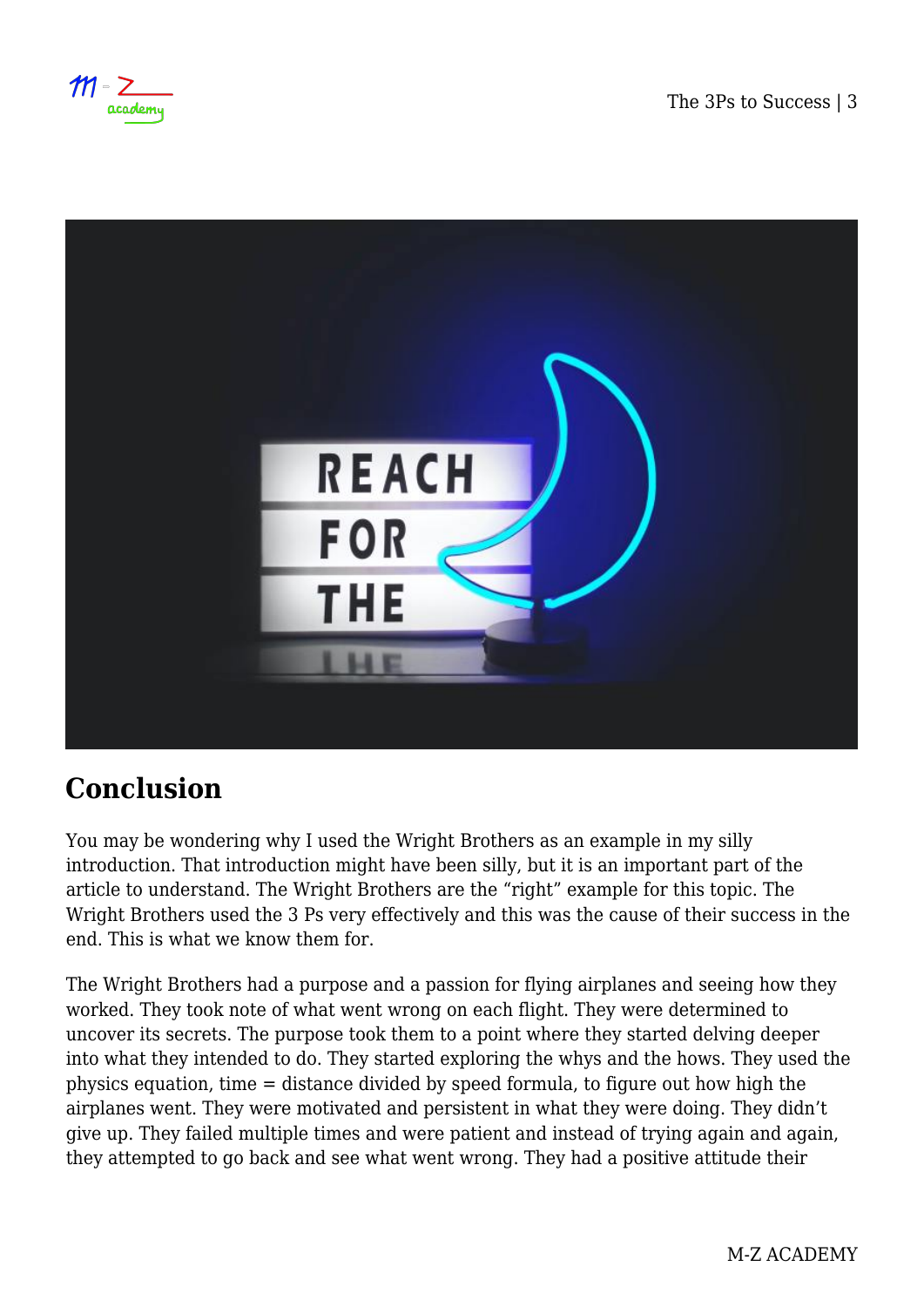## Conclusion

You may be wondering why I used the Wright Brothers as an example in my silly introduction. That introduction might have been silly, but it is an important part of the article to understand. The Wright Brothers are the "right" example for this topic. The Wright Brothers used the 3 Ps very effectively and this was the cause of their success in the end. This is what we know them for.

The Wright Brothers had a purpose and a passion for flying airplanes and seeing how they worked. They took note of what went wrong on each flight. They were determined to uncover its secrets. The purpose took them to a point where they started delving deeper into what they intended to do. They started exploring the whys and the hows. They used the physics equation, time = distance divided by speed formula, to figure out how high the airplanes went. They were motivated and persistent in what they were doing. They didn't give up. They failed multiple times and were patient and instead of trying again and again, they attempted to go back and see what went wrong. They had a positive attitude their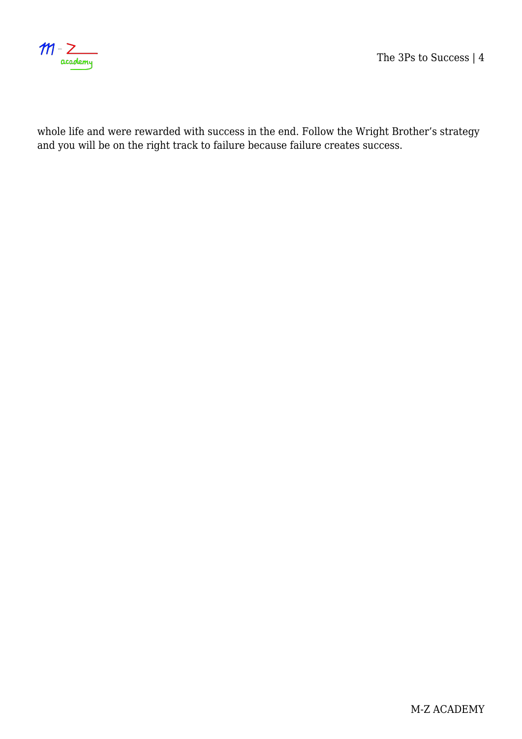whole life and were rewarded with success in the end. Follow the Wright Brother's strategy and you will be on the right track to failure because failure creates success.